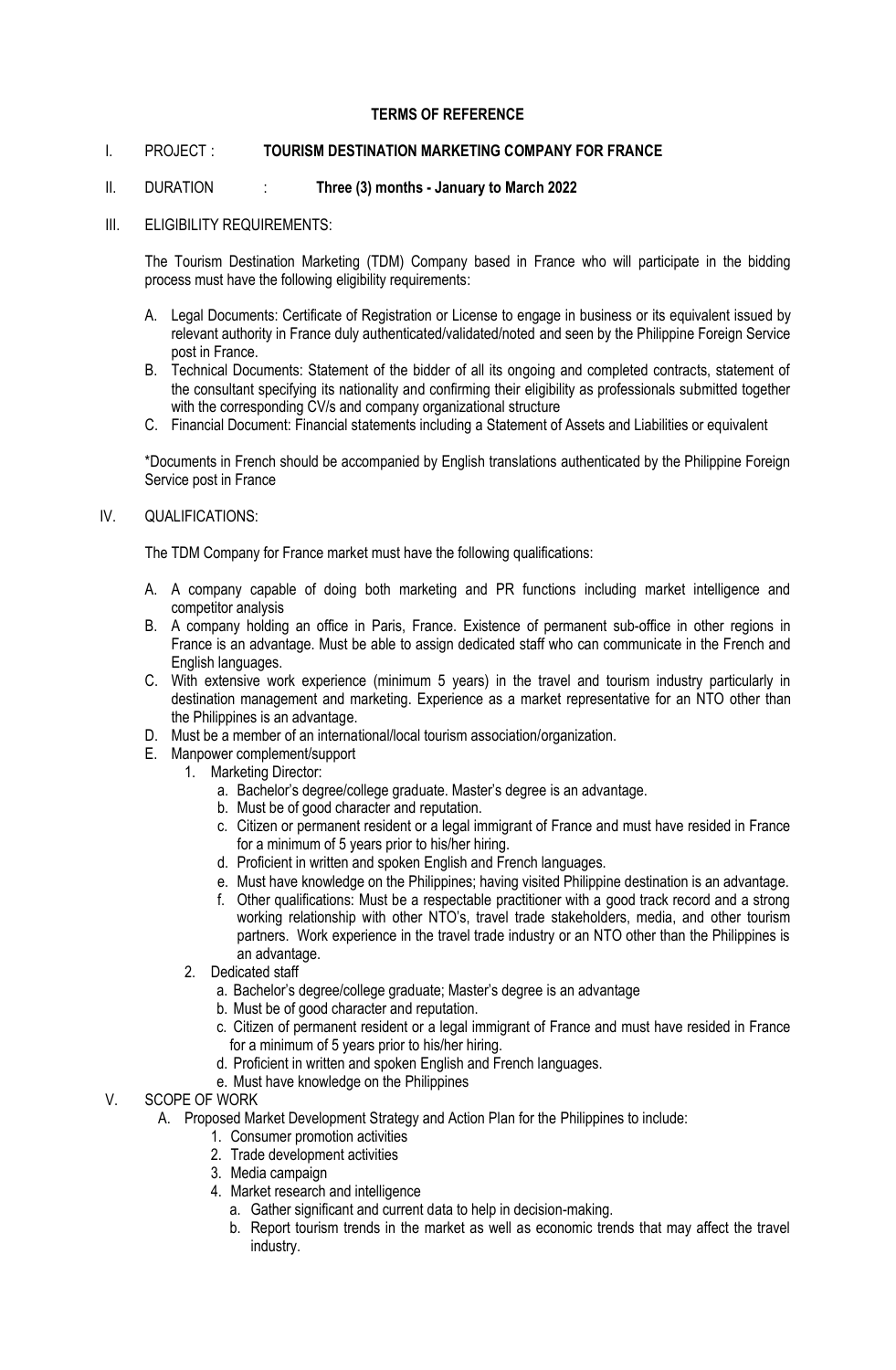**TERMS OF REFERENCE**

I. PROJECT : **TOURISM DESTINATION MARKETING COMPANY FOR FRANCE**

II. DURATION : **Three (3) months - January to March 2022**

III. ELIGIBILITY REQUIREMENTS:

The Tourism Destination Marketing (TDM) Company based in France who will participate in the bidding process must have the following eligibility requirements:

A. Legal Documents: Certificate of Registration or License to engage in business or its equivalent issued by relevant authority in France duly authenticated/validated/noted and seen by the Philippine Foreign Service post in France.
B. Technical Documents: Statement of the bidder of all its ongoing and completed contracts, statement of the consultant specifying its nationality and confirming their eligibility as professionals submitted together with the corresponding CV/s and company organizational structure
C. Financial Document: Financial statements including a Statement of Assets and Liabilities or equivalent

*Documents in French should be accompanied by English translations authenticated by the Philippine Foreign Service post in France

IV. QUALIFICATIONS:

The TDM Company for France market must have the following qualifications:

A. A company capable of doing both marketing and PR functions including market intelligence and competitor analysis
B. A company holding an office in Paris, France. Existence of permanent sub-office in other regions in France is an advantage. Must be able to assign dedicated staff who can communicate in the French and English languages.
C. With extensive work experience (minimum 5 years) in the travel and tourism industry particularly in destination management and marketing. Experience as a market representative for an NTO other than the Philippines is an advantage.
D. Must be a member of an international/local tourism association/organization.
E. Manpower complement/support
   1. Marketing Director:
      a. Bachelor's degree/college graduate. Master's degree is an advantage.
      b. Must be of good character and reputation.
      c. Citizen or permanent resident or a legal immigrant of France and must have resided in France for a minimum of 5 years prior to his/her hiring.
      d. Proficient in written and spoken English and French languages.
      e. Must have knowledge on the Philippines; having visited Philippine destination is an advantage.
      f. Other qualifications: Must be a respectable practitioner with a good track record and a strong working relationship with other NTO's, travel trade stakeholders, media, and other tourism partners. Work experience in the travel trade industry or an NTO other than the Philippines is an advantage.
   2. Dedicated staff
      a. Bachelor's degree/college graduate; Master's degree is an advantage
      b. Must be of good character and reputation.
      c. Citizen of permanent resident or a legal immigrant of France and must have resided in France for a minimum of 5 years prior to his/her hiring.
      d. Proficient in written and spoken English and French languages.
      e. Must have knowledge on the Philippines

V. SCOPE OF WORK

A. Proposed Market Development Strategy and Action Plan for the Philippines to include:
   1. Consumer promotion activities
   2. Trade development activities
   3. Media campaign
   4. Market research and intelligence
      a. Gather significant and current data to help in decision-making.
      b. Report tourism trends in the market as well as economic trends that may affect the travel industry.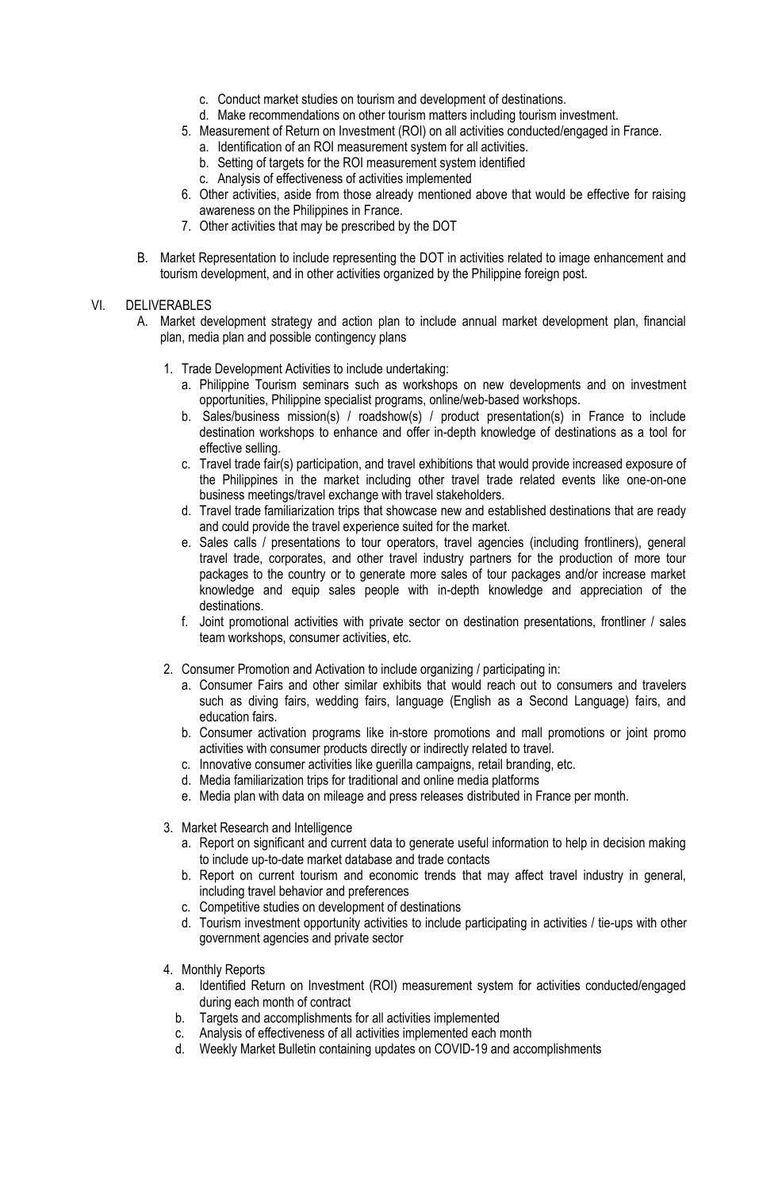c. Conduct market studies on tourism and development of destinations.
d. Make recommendations on other tourism matters including tourism investment.

5. Measurement of Return on Investment (ROI) on all activities conducted/engaged in France.
   a. Identification of an ROI measurement system for all activities.
   b. Setting of targets for the ROI measurement system identified
   c. Analysis of effectiveness of activities implemented
6. Other activities, aside from those already mentioned above that would be effective for raising awareness on the Philippines in France.
7. Other activities that may be prescribed by the DOT

B. Market Representation to include representing the DOT in activities related to image enhancement and tourism development, and in other activities organized by the Philippine foreign post.

## VI. DELIVERABLES

A. Market development strategy and action plan to include annual market development plan, financial plan, media plan and possible contingency plans

1. Trade Development Activities to include undertaking:
   a. Philippine Tourism seminars such as workshops on new developments and on investment opportunities, Philippine specialist programs, online/web-based workshops.
   b. Sales/business mission(s) / roadshow(s) / product presentation(s) in France to include destination workshops to enhance and offer in-depth knowledge of destinations as a tool for effective selling.
   c. Travel trade fair(s) participation, and travel exhibitions that would provide increased exposure of the Philippines in the market including other travel trade related events like one-on-one business meetings/travel exchange with travel stakeholders.
   d. Travel trade familiarization trips that showcase new and established destinations that are ready and could provide the travel experience suited for the market.
   e. Sales calls / presentations to tour operators, travel agencies (including frontliners), general travel trade, corporates, and other travel industry partners for the production of more tour packages to the country or to generate more sales of tour packages and/or increase market knowledge and equip sales people with in-depth knowledge and appreciation of the destinations.
   f. Joint promotional activities with private sector on destination presentations, frontliner / sales team workshops, consumer activities, etc.

2. Consumer Promotion and Activation to include organizing / participating in:
   a. Consumer Fairs and other similar exhibits that would reach out to consumers and travelers such as diving fairs, wedding fairs, language (English as a Second Language) fairs, and education fairs.
   b. Consumer activation programs like in-store promotions and mall promotions or joint promo activities with consumer products directly or indirectly related to travel.
   c. Innovative consumer activities like guerilla campaigns, retail branding, etc.
   d. Media familiarization trips for traditional and online media platforms
   e. Media plan with data on mileage and press releases distributed in France per month.

3. Market Research and Intelligence
   a. Report on significant and current data to generate useful information to help in decision making to include up-to-date market database and trade contacts
   b. Report on current tourism and economic trends that may affect travel industry in general, including travel behavior and preferences
   c. Competitive studies on development of destinations
   d. Tourism investment opportunity activities to include participating in activities / tie-ups with other government agencies and private sector

4. Monthly Reports
   a. Identified Return on Investment (ROI) measurement system for activities conducted/engaged during each month of contract
   b. Targets and accomplishments for all activities implemented
   c. Analysis of effectiveness of all activities implemented each month
   d. Weekly Market Bulletin containing updates on COVID-19 and accomplishments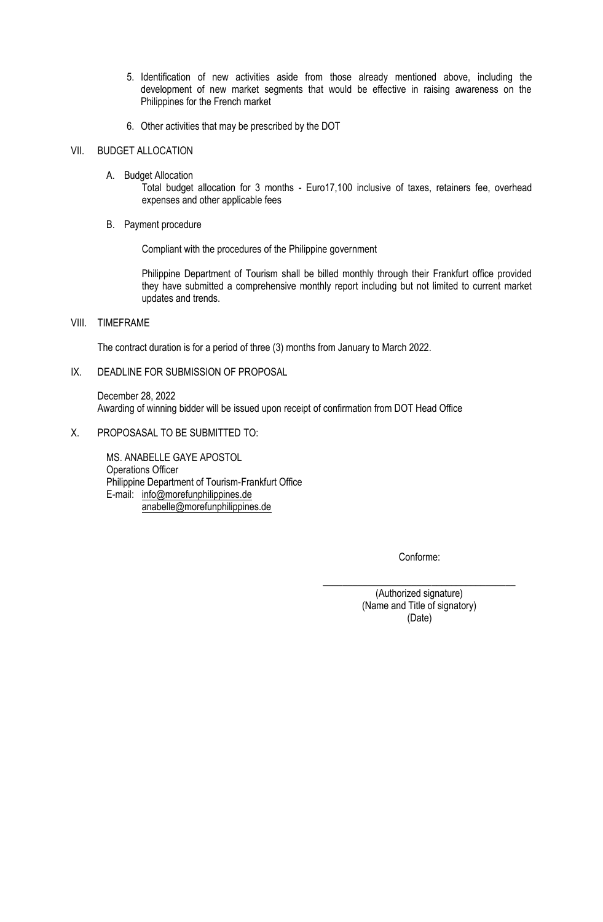5. Identification of new activities aside from those already mentioned above, including the development of new market segments that would be effective in raising awareness on the Philippines for the French market

6. Other activities that may be prescribed by the DOT

VII. BUDGET ALLOCATION

A. Budget Allocation

Total budget allocation for 3 months - Euro17,100 inclusive of taxes, retainers fee, overhead expenses and other applicable fees

B. Payment procedure

Compliant with the procedures of the Philippine government

Philippine Department of Tourism shall be billed monthly through their Frankfurt office provided they have submitted a comprehensive monthly report including but not limited to current market updates and trends.

VIII. TIMEFRAME

The contract duration is for a period of three (3) months from January to March 2022.

IX. DEADLINE FOR SUBMISSION OF PROPOSAL

December 28, 2022
Awarding of winning bidder will be issued upon receipt of confirmation from DOT Head Office

X. PROPOSASAL TO BE SUBMITTED TO:

MS. ANABELLE GAYE APOSTOL
Operations Officer
Philippine Department of Tourism-Frankfurt Office
E-mail: info@morefunphilippines.de
anabelle@morefunphilippines.de

Conforme:

\_\_\_\_\_\_\_\_\_\_\_\_\_\_\_\_\_\_\_\_\_\_\_\_\_\_\_\_\_\_\_\_\_\_\_\_\_\_\_\_

(Authorized signature)
(Name and Title of signatory)
(Date)